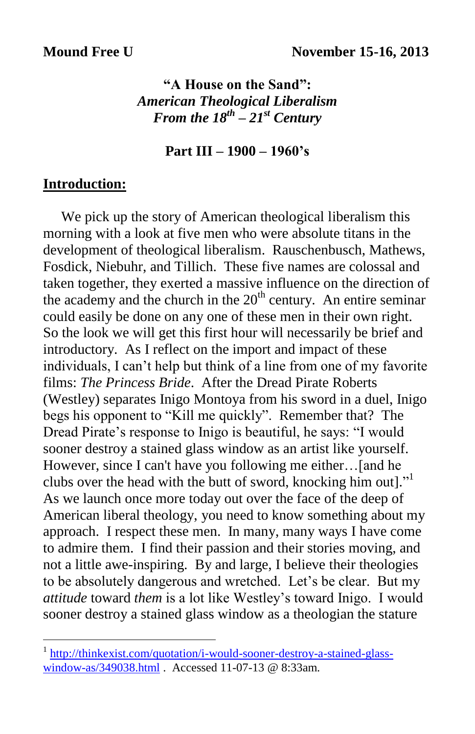**Mound Free U** **November 15-16, 2013**

# "A House on the Sand": *American Theological Liberalism From the 18th – 21st Century*

## Part III – 1900 – 1960's

### Introduction:

We pick up the story of American theological liberalism this morning with a look at five men who were absolute titans in the development of theological liberalism. Rauschenbusch, Mathews, Fosdick, Niebuhr, and Tillich. These five names are colossal and taken together, they exerted a massive influence on the direction of the academy and the church in the 20th century. An entire seminar could easily be done on any one of these men in their own right. So the look we will get this first hour will necessarily be brief and introductory. As I reflect on the import and impact of these individuals, I can't help but think of a line from one of my favorite films: *The Princess Bride*. After the Dread Pirate Roberts (Westley) separates Inigo Montoya from his sword in a duel, Inigo begs his opponent to "Kill me quickly". Remember that? The Dread Pirate's response to Inigo is beautiful, he says: "I would sooner destroy a stained glass window as an artist like yourself. However, since I can't have you following me either…[and he clubs over the head with the butt of sword, knocking him out]."[1] As we launch once more today out over the face of the deep of American liberal theology, you need to know something about my approach. I respect these men. In many, many ways I have come to admire them. I find their passion and their stories moving, and not a little awe-inspiring. By and large, I believe their theologies to be absolutely dangerous and wretched. Let's be clear. But my *attitude* toward *them* is a lot like Westley's toward Inigo. I would sooner destroy a stained glass window as a theologian the stature

---

[1] http://thinkexist.com/quotation/i-would-sooner-destroy-a-stained-glass-window-as/349038.html . Accessed 11-07-13 @ 8:33am.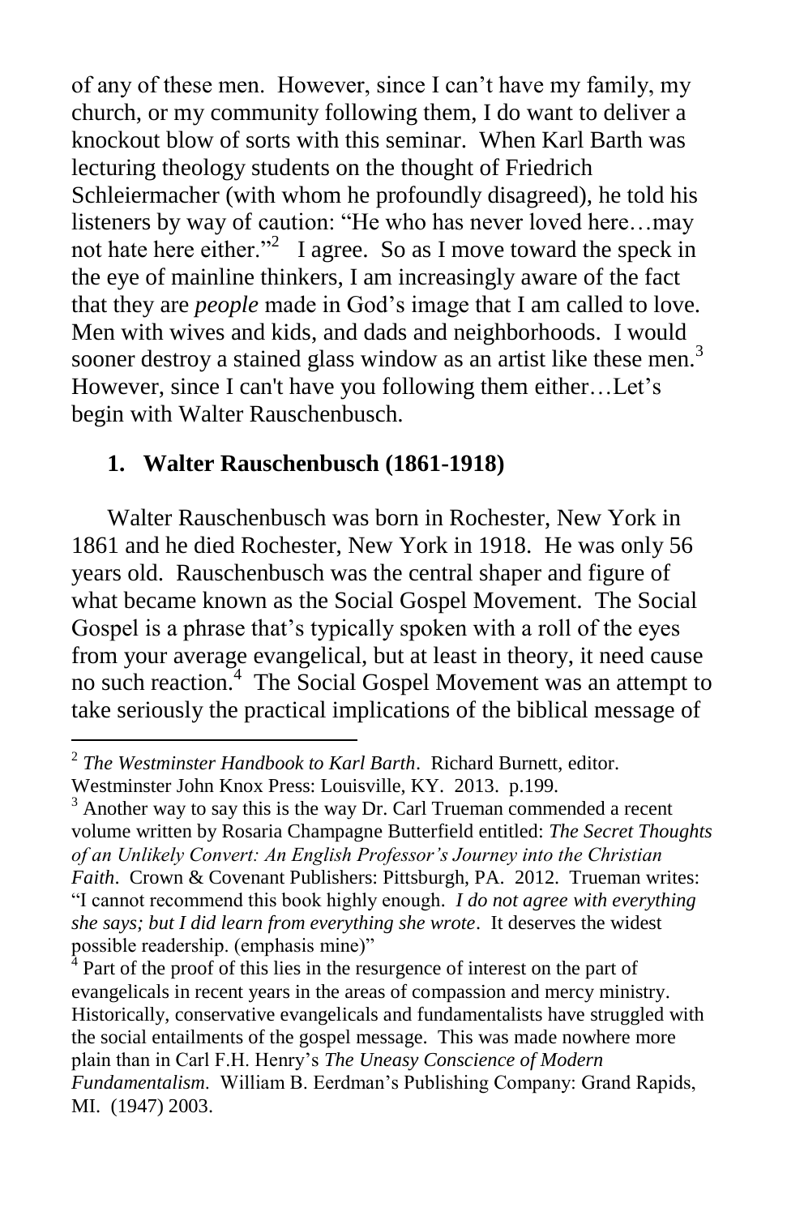of any of these men. However, since I can't have my family, my church, or my community following them, I do want to deliver a knockout blow of sorts with this seminar. When Karl Barth was lecturing theology students on the thought of Friedrich Schleiermacher (with whom he profoundly disagreed), he told his listeners by way of caution: "He who has never loved here…may not hate here either."[2] I agree. So as I move toward the speck in the eye of mainline thinkers, I am increasingly aware of the fact that they are *people* made in God's image that I am called to love. Men with wives and kids, and dads and neighborhoods. I would sooner destroy a stained glass window as an artist like these men.[3] However, since I can't have you following them either…Let's begin with Walter Rauschenbusch.

## 1. Walter Rauschenbusch (1861-1918)

Walter Rauschenbusch was born in Rochester, New York in 1861 and he died Rochester, New York in 1918. He was only 56 years old. Rauschenbusch was the central shaper and figure of what became known as the Social Gospel Movement. The Social Gospel is a phrase that's typically spoken with a roll of the eyes from your average evangelical, but at least in theory, it need cause no such reaction.[4] The Social Gospel Movement was an attempt to take seriously the practical implications of the biblical message of

---

[2] *The Westminster Handbook to Karl Barth*. Richard Burnett, editor. Westminster John Knox Press: Louisville, KY. 2013. p.199.

[3] Another way to say this is the way Dr. Carl Trueman commended a recent volume written by Rosaria Champagne Butterfield entitled: *The Secret Thoughts of an Unlikely Convert: An English Professor's Journey into the Christian Faith*. Crown & Covenant Publishers: Pittsburgh, PA. 2012. Trueman writes: "I cannot recommend this book highly enough. *I do not agree with everything she says; but I did learn from everything she wrote*. It deserves the widest possible readership. (emphasis mine)"

[4] Part of the proof of this lies in the resurgence of interest on the part of evangelicals in recent years in the areas of compassion and mercy ministry. Historically, conservative evangelicals and fundamentalists have struggled with the social entailments of the gospel message. This was made nowhere more plain than in Carl F.H. Henry's *The Uneasy Conscience of Modern Fundamentalism*. William B. Eerdman's Publishing Company: Grand Rapids, MI. (1947) 2003.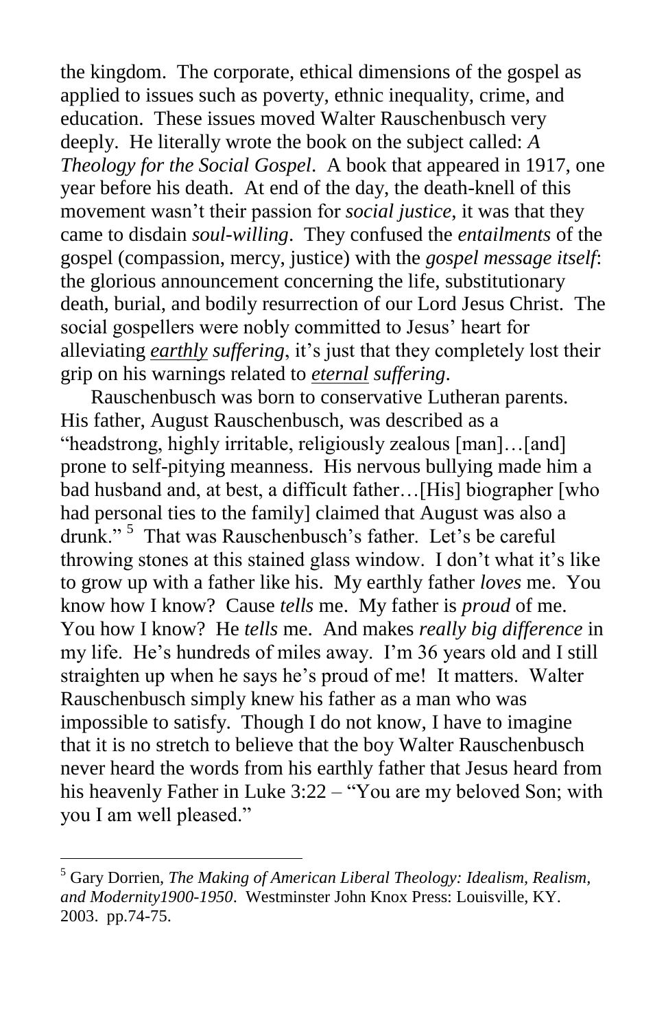the kingdom. The corporate, ethical dimensions of the gospel as applied to issues such as poverty, ethnic inequality, crime, and education. These issues moved Walter Rauschenbusch very deeply. He literally wrote the book on the subject called: *A Theology for the Social Gospel*. A book that appeared in 1917, one year before his death. At end of the day, the death-knell of this movement wasn't their passion for *social justice*, it was that they came to disdain *soul-willing*. They confused the *entailments* of the gospel (compassion, mercy, justice) with the *gospel message itself*: the glorious announcement concerning the life, substitutionary death, burial, and bodily resurrection of our Lord Jesus Christ. The social gospellers were nobly committed to Jesus' heart for alleviating ***earthly*** *suffering*, it's just that they completely lost their grip on his warnings related to ***eternal*** *suffering*.

Rauschenbusch was born to conservative Lutheran parents. His father, August Rauschenbusch, was described as a "headstrong, highly irritable, religiously zealous [man]…[and] prone to self-pitying meanness. His nervous bullying made him a bad husband and, at best, a difficult father…[His] biographer [who had personal ties to the family] claimed that August was also a drunk." [5] That was Rauschenbusch's father. Let's be careful throwing stones at this stained glass window. I don't what it's like to grow up with a father like his. My earthly father *loves* me. You know how I know? Cause *tells* me. My father is *proud* of me. You how I know? He *tells* me. And makes *really big difference* in my life. He's hundreds of miles away. I'm 36 years old and I still straighten up when he says he's proud of me! It matters. Walter Rauschenbusch simply knew his father as a man who was impossible to satisfy. Though I do not know, I have to imagine that it is no stretch to believe that the boy Walter Rauschenbusch never heard the words from his earthly father that Jesus heard from his heavenly Father in Luke 3:22 – "You are my beloved Son; with you I am well pleased."

---

[5] Gary Dorrien, *The Making of American Liberal Theology: Idealism, Realism, and Modernity1900-1950*. Westminster John Knox Press: Louisville, KY. 2003. pp.74-75.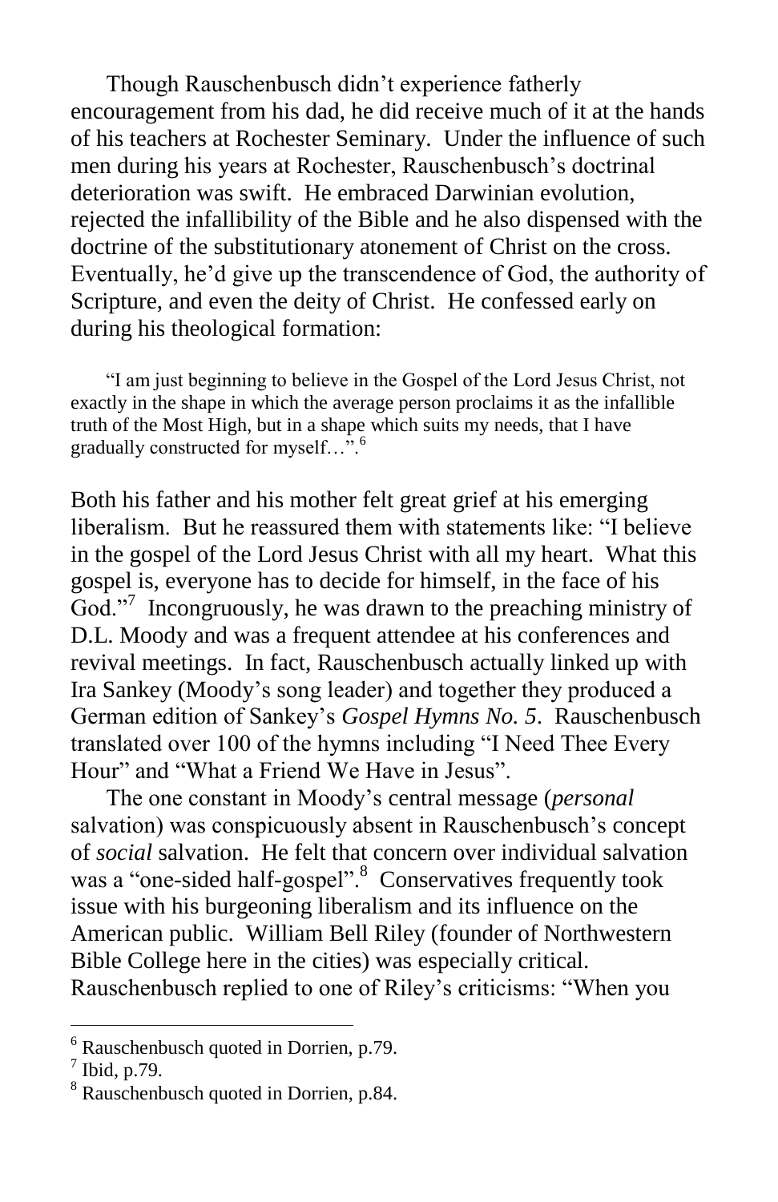Though Rauschenbusch didn't experience fatherly encouragement from his dad, he did receive much of it at the hands of his teachers at Rochester Seminary. Under the influence of such men during his years at Rochester, Rauschenbusch's doctrinal deterioration was swift. He embraced Darwinian evolution, rejected the infallibility of the Bible and he also dispensed with the doctrine of the substitutionary atonement of Christ on the cross. Eventually, he'd give up the transcendence of God, the authority of Scripture, and even the deity of Christ. He confessed early on during his theological formation:

> "I am just beginning to believe in the Gospel of the Lord Jesus Christ, not exactly in the shape in which the average person proclaims it as the infallible truth of the Most High, but in a shape which suits my needs, that I have gradually constructed for myself…".[6]

Both his father and his mother felt great grief at his emerging liberalism. But he reassured them with statements like: "I believe in the gospel of the Lord Jesus Christ with all my heart. What this gospel is, everyone has to decide for himself, in the face of his God."[7] Incongruously, he was drawn to the preaching ministry of D.L. Moody and was a frequent attendee at his conferences and revival meetings. In fact, Rauschenbusch actually linked up with Ira Sankey (Moody's song leader) and together they produced a German edition of Sankey's *Gospel Hymns No. 5*. Rauschenbusch translated over 100 of the hymns including "I Need Thee Every Hour" and "What a Friend We Have in Jesus".

The one constant in Moody's central message (*personal* salvation) was conspicuously absent in Rauschenbusch's concept of *social* salvation. He felt that concern over individual salvation was a "one-sided half-gospel".[8] Conservatives frequently took issue with his burgeoning liberalism and its influence on the American public. William Bell Riley (founder of Northwestern Bible College here in the cities) was especially critical. Rauschenbusch replied to one of Riley's criticisms: "When you

---

[6] Rauschenbusch quoted in Dorrien, p.79.

[7] Ibid, p.79.

[8] Rauschenbusch quoted in Dorrien, p.84.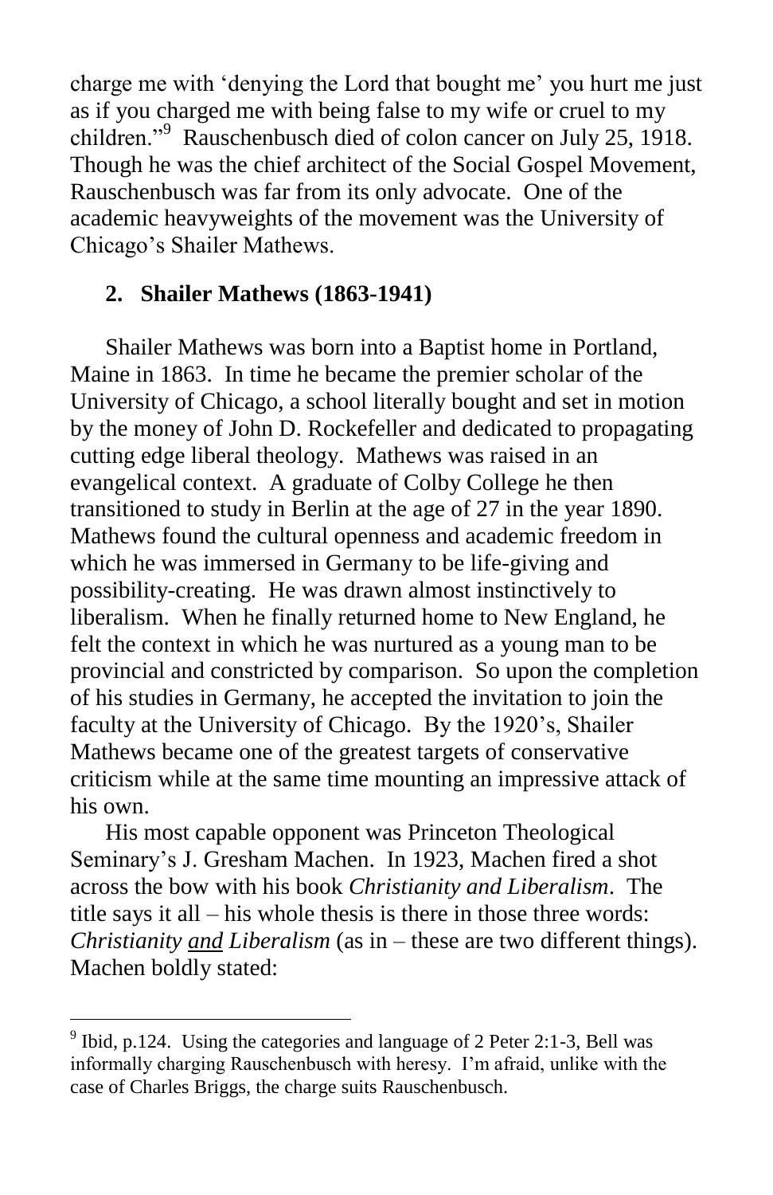charge me with 'denying the Lord that bought me' you hurt me just as if you charged me with being false to my wife or cruel to my children."[9] Rauschenbusch died of colon cancer on July 25, 1918. Though he was the chief architect of the Social Gospel Movement, Rauschenbusch was far from its only advocate. One of the academic heavyweights of the movement was the University of Chicago's Shailer Mathews.

## 2. Shailer Mathews (1863-1941)

Shailer Mathews was born into a Baptist home in Portland, Maine in 1863. In time he became the premier scholar of the University of Chicago, a school literally bought and set in motion by the money of John D. Rockefeller and dedicated to propagating cutting edge liberal theology. Mathews was raised in an evangelical context. A graduate of Colby College he then transitioned to study in Berlin at the age of 27 in the year 1890. Mathews found the cultural openness and academic freedom in which he was immersed in Germany to be life-giving and possibility-creating. He was drawn almost instinctively to liberalism. When he finally returned home to New England, he felt the context in which he was nurtured as a young man to be provincial and constricted by comparison. So upon the completion of his studies in Germany, he accepted the invitation to join the faculty at the University of Chicago. By the 1920's, Shailer Mathews became one of the greatest targets of conservative criticism while at the same time mounting an impressive attack of his own.

His most capable opponent was Princeton Theological Seminary's J. Gresham Machen. In 1923, Machen fired a shot across the bow with his book *Christianity and Liberalism*. The title says it all – his whole thesis is there in those three words: *Christianity* ***and*** *Liberalism* (as in – these are two different things). Machen boldly stated:

---

[9] Ibid, p.124. Using the categories and language of 2 Peter 2:1-3, Bell was informally charging Rauschenbusch with heresy. I'm afraid, unlike with the case of Charles Briggs, the charge suits Rauschenbusch.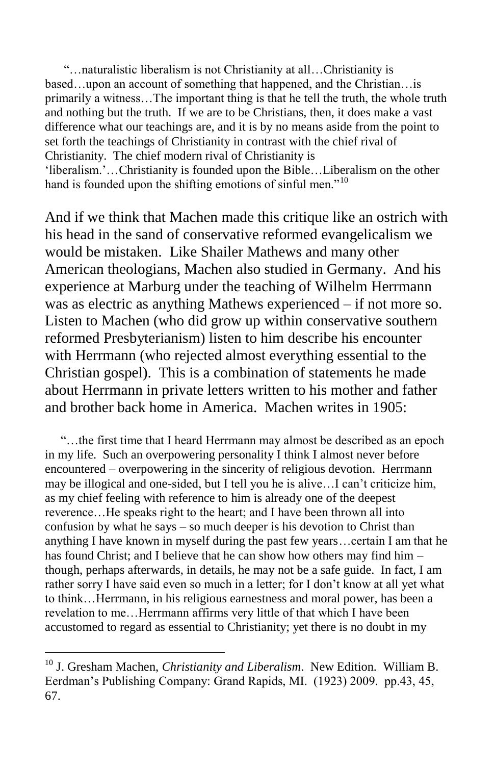"…naturalistic liberalism is not Christianity at all…Christianity is based…upon an account of something that happened, and the Christian…is primarily a witness…The important thing is that he tell the truth, the whole truth and nothing but the truth. If we are to be Christians, then, it does make a vast difference what our teachings are, and it is by no means aside from the point to set forth the teachings of Christianity in contrast with the chief rival of Christianity. The chief modern rival of Christianity is 'liberalism.'…Christianity is founded upon the Bible…Liberalism on the other hand is founded upon the shifting emotions of sinful men."[10]

And if we think that Machen made this critique like an ostrich with his head in the sand of conservative reformed evangelicalism we would be mistaken. Like Shailer Mathews and many other American theologians, Machen also studied in Germany. And his experience at Marburg under the teaching of Wilhelm Herrmann was as electric as anything Mathews experienced – if not more so. Listen to Machen (who did grow up within conservative southern reformed Presbyterianism) listen to him describe his encounter with Herrmann (who rejected almost everything essential to the Christian gospel). This is a combination of statements he made about Herrmann in private letters written to his mother and father and brother back home in America. Machen writes in 1905:

"…the first time that I heard Herrmann may almost be described as an epoch in my life. Such an overpowering personality I think I almost never before encountered – overpowering in the sincerity of religious devotion. Herrmann may be illogical and one-sided, but I tell you he is alive…I can't criticize him, as my chief feeling with reference to him is already one of the deepest reverence…He speaks right to the heart; and I have been thrown all into confusion by what he says – so much deeper is his devotion to Christ than anything I have known in myself during the past few years…certain I am that he has found Christ; and I believe that he can show how others may find him – though, perhaps afterwards, in details, he may not be a safe guide. In fact, I am rather sorry I have said even so much in a letter; for I don't know at all yet what to think…Herrmann, in his religious earnestness and moral power, has been a revelation to me…Herrmann affirms very little of that which I have been accustomed to regard as essential to Christianity; yet there is no doubt in my

---

[10] J. Gresham Machen, *Christianity and Liberalism*. New Edition. William B. Eerdman's Publishing Company: Grand Rapids, MI. (1923) 2009. pp.43, 45, 67.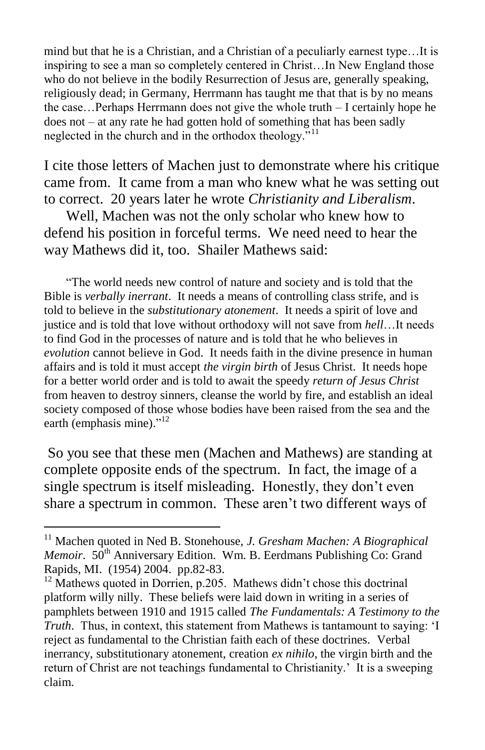mind but that he is a Christian, and a Christian of a peculiarly earnest type…It is inspiring to see a man so completely centered in Christ…In New England those who do not believe in the bodily Resurrection of Jesus are, generally speaking, religiously dead; in Germany, Herrmann has taught me that that is by no means the case…Perhaps Herrmann does not give the whole truth – I certainly hope he does not – at any rate he had gotten hold of something that has been sadly neglected in the church and in the orthodox theology."[11]

I cite those letters of Machen just to demonstrate where his critique came from. It came from a man who knew what he was setting out to correct. 20 years later he wrote *Christianity and Liberalism*.

Well, Machen was not the only scholar who knew how to defend his position in forceful terms. We need need to hear the way Mathews did it, too. Shailer Mathews said:

> "The world needs new control of nature and society and is told that the Bible is *verbally inerrant*. It needs a means of controlling class strife, and is told to believe in the *substitutionary atonement*. It needs a spirit of love and justice and is told that love without orthodoxy will not save from *hell*…It needs to find God in the processes of nature and is told that he who believes in *evolution* cannot believe in God. It needs faith in the divine presence in human affairs and is told it must accept *the virgin birth* of Jesus Christ. It needs hope for a better world order and is told to await the speedy *return of Jesus Christ* from heaven to destroy sinners, cleanse the world by fire, and establish an ideal society composed of those whose bodies have been raised from the sea and the earth (emphasis mine)."[12]

So you see that these men (Machen and Mathews) are standing at complete opposite ends of the spectrum. In fact, the image of a single spectrum is itself misleading. Honestly, they don't even share a spectrum in common. These aren't two different ways of

---

[11] Machen quoted in Ned B. Stonehouse, *J. Gresham Machen: A Biographical Memoir*. 50th Anniversary Edition. Wm. B. Eerdmans Publishing Co: Grand Rapids, MI. (1954) 2004. pp.82-83.

[12] Mathews quoted in Dorrien, p.205. Mathews didn't chose this doctrinal platform willy nilly. These beliefs were laid down in writing in a series of pamphlets between 1910 and 1915 called *The Fundamentals: A Testimony to the Truth*. Thus, in context, this statement from Mathews is tantamount to saying: 'I reject as fundamental to the Christian faith each of these doctrines. Verbal inerrancy, substitutionary atonement, creation *ex nihilo*, the virgin birth and the return of Christ are not teachings fundamental to Christianity.' It is a sweeping claim.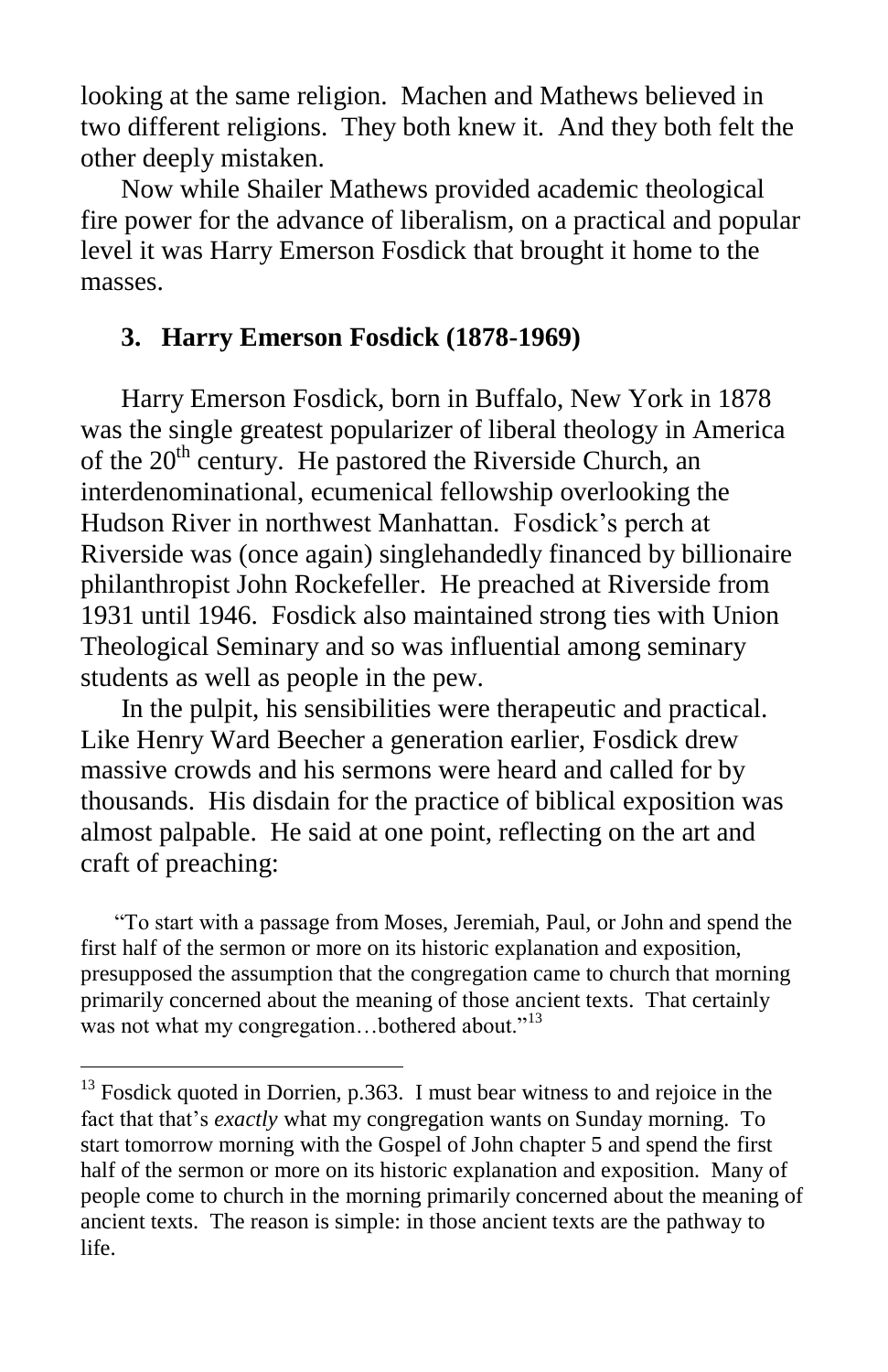looking at the same religion. Machen and Mathews believed in two different religions. They both knew it. And they both felt the other deeply mistaken.

Now while Shailer Mathews provided academic theological fire power for the advance of liberalism, on a practical and popular level it was Harry Emerson Fosdick that brought it home to the masses.

### 3. Harry Emerson Fosdick (1878-1969)

Harry Emerson Fosdick, born in Buffalo, New York in 1878 was the single greatest popularizer of liberal theology in America of the 20th century. He pastored the Riverside Church, an interdenominational, ecumenical fellowship overlooking the Hudson River in northwest Manhattan. Fosdick's perch at Riverside was (once again) singlehandedly financed by billionaire philanthropist John Rockefeller. He preached at Riverside from 1931 until 1946. Fosdick also maintained strong ties with Union Theological Seminary and so was influential among seminary students as well as people in the pew.

In the pulpit, his sensibilities were therapeutic and practical. Like Henry Ward Beecher a generation earlier, Fosdick drew massive crowds and his sermons were heard and called for by thousands. His disdain for the practice of biblical exposition was almost palpable. He said at one point, reflecting on the art and craft of preaching:

> "To start with a passage from Moses, Jeremiah, Paul, or John and spend the first half of the sermon or more on its historic explanation and exposition, presupposed the assumption that the congregation came to church that morning primarily concerned about the meaning of those ancient texts. That certainly was not what my congregation…bothered about."[13]

---

[13] Fosdick quoted in Dorrien, p.363. I must bear witness to and rejoice in the fact that that's *exactly* what my congregation wants on Sunday morning. To start tomorrow morning with the Gospel of John chapter 5 and spend the first half of the sermon or more on its historic explanation and exposition. Many of people come to church in the morning primarily concerned about the meaning of ancient texts. The reason is simple: in those ancient texts are the pathway to life.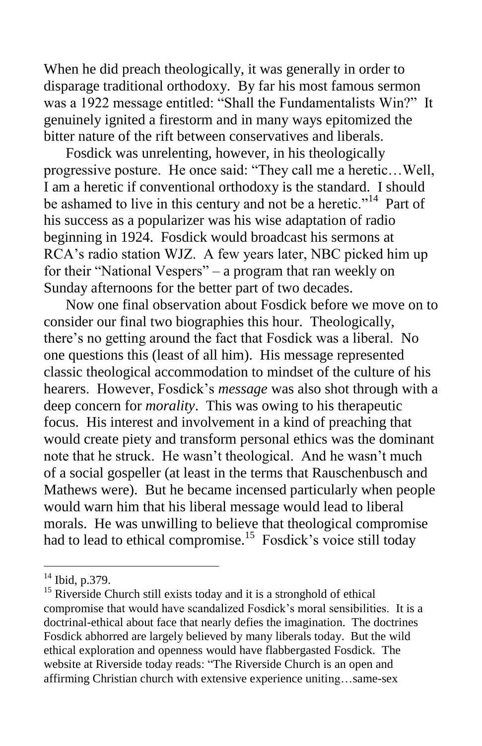When he did preach theologically, it was generally in order to disparage traditional orthodoxy. By far his most famous sermon was a 1922 message entitled: "Shall the Fundamentalists Win?" It genuinely ignited a firestorm and in many ways epitomized the bitter nature of the rift between conservatives and liberals.

Fosdick was unrelenting, however, in his theologically progressive posture. He once said: "They call me a heretic…Well, I am a heretic if conventional orthodoxy is the standard. I should be ashamed to live in this century and not be a heretic."[14] Part of his success as a popularizer was his wise adaptation of radio beginning in 1924. Fosdick would broadcast his sermons at RCA's radio station WJZ. A few years later, NBC picked him up for their "National Vespers" – a program that ran weekly on Sunday afternoons for the better part of two decades.

Now one final observation about Fosdick before we move on to consider our final two biographies this hour. Theologically, there's no getting around the fact that Fosdick was a liberal. No one questions this (least of all him). His message represented classic theological accommodation to mindset of the culture of his hearers. However, Fosdick's *message* was also shot through with a deep concern for *morality*. This was owing to his therapeutic focus. His interest and involvement in a kind of preaching that would create piety and transform personal ethics was the dominant note that he struck. He wasn't theological. And he wasn't much of a social gospeller (at least in the terms that Rauschenbusch and Mathews were). But he became incensed particularly when people would warn him that his liberal message would lead to liberal morals. He was unwilling to believe that theological compromise had to lead to ethical compromise.[15] Fosdick's voice still today

---

[14] Ibid, p.379.

[15] Riverside Church still exists today and it is a stronghold of ethical compromise that would have scandalized Fosdick's moral sensibilities. It is a doctrinal-ethical about face that nearly defies the imagination. The doctrines Fosdick abhorred are largely believed by many liberals today. But the wild ethical exploration and openness would have flabbergasted Fosdick. The website at Riverside today reads: "The Riverside Church is an open and affirming Christian church with extensive experience uniting…same-sex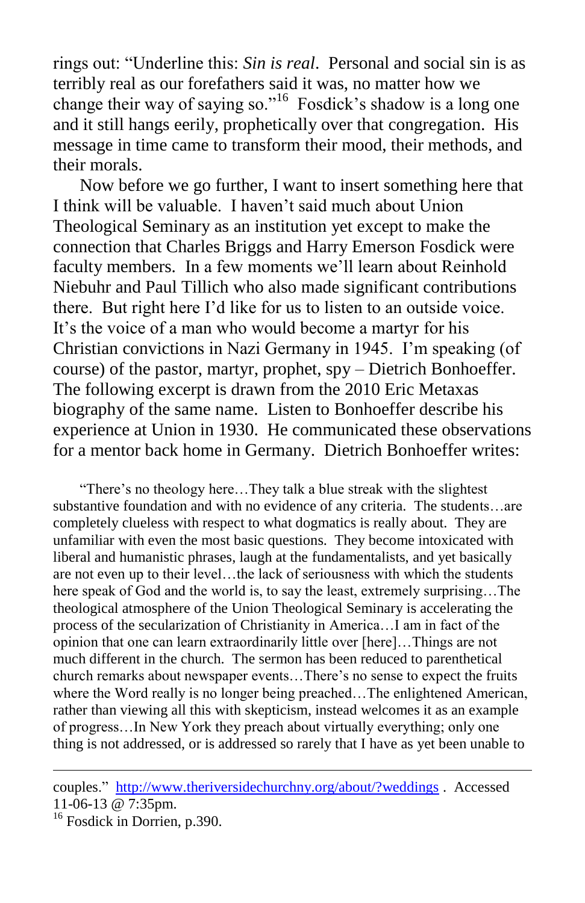rings out: "Underline this: *Sin is real*. Personal and social sin is as terribly real as our forefathers said it was, no matter how we change their way of saying so."[16] Fosdick's shadow is a long one and it still hangs eerily, prophetically over that congregation. His message in time came to transform their mood, their methods, and their morals.

Now before we go further, I want to insert something here that I think will be valuable. I haven't said much about Union Theological Seminary as an institution yet except to make the connection that Charles Briggs and Harry Emerson Fosdick were faculty members. In a few moments we'll learn about Reinhold Niebuhr and Paul Tillich who also made significant contributions there. But right here I'd like for us to listen to an outside voice. It's the voice of a man who would become a martyr for his Christian convictions in Nazi Germany in 1945. I'm speaking (of course) of the pastor, martyr, prophet, spy – Dietrich Bonhoeffer. The following excerpt is drawn from the 2010 Eric Metaxas biography of the same name. Listen to Bonhoeffer describe his experience at Union in 1930. He communicated these observations for a mentor back home in Germany. Dietrich Bonhoeffer writes:

> "There's no theology here…They talk a blue streak with the slightest substantive foundation and with no evidence of any criteria. The students…are completely clueless with respect to what dogmatics is really about. They are unfamiliar with even the most basic questions. They become intoxicated with liberal and humanistic phrases, laugh at the fundamentalists, and yet basically are not even up to their level…the lack of seriousness with which the students here speak of God and the world is, to say the least, extremely surprising…The theological atmosphere of the Union Theological Seminary is accelerating the process of the secularization of Christianity in America…I am in fact of the opinion that one can learn extraordinarily little over [here]…Things are not much different in the church. The sermon has been reduced to parenthetical church remarks about newspaper events…There's no sense to expect the fruits where the Word really is no longer being preached…The enlightened American, rather than viewing all this with skepticism, instead welcomes it as an example of progress…In New York they preach about virtually everything; only one thing is not addressed, or is addressed so rarely that I have as yet been unable to

---

couples." http://www.theriversidechurchny.org/about/?weddings . Accessed 11-06-13 @ 7:35pm.

[16] Fosdick in Dorrien, p.390.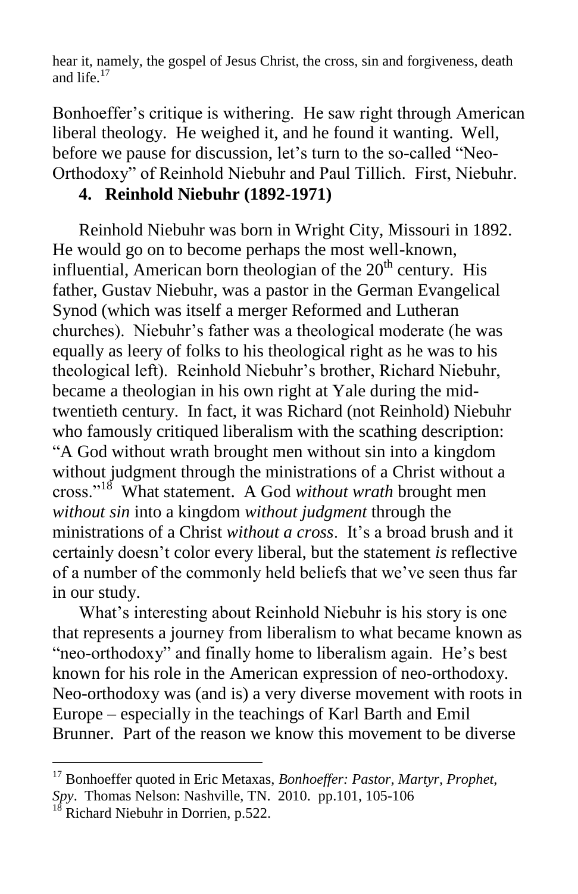hear it, namely, the gospel of Jesus Christ, the cross, sin and forgiveness, death and life.[17]

Bonhoeffer's critique is withering. He saw right through American liberal theology. He weighed it, and he found it wanting. Well, before we pause for discussion, let's turn to the so-called "Neo-Orthodoxy" of Reinhold Niebuhr and Paul Tillich. First, Niebuhr.

### 4. Reinhold Niebuhr (1892-1971)

Reinhold Niebuhr was born in Wright City, Missouri in 1892. He would go on to become perhaps the most well-known, influential, American born theologian of the 20th century. His father, Gustav Niebuhr, was a pastor in the German Evangelical Synod (which was itself a merger Reformed and Lutheran churches). Niebuhr's father was a theological moderate (he was equally as leery of folks to his theological right as he was to his theological left). Reinhold Niebuhr's brother, Richard Niebuhr, became a theologian in his own right at Yale during the mid-twentieth century. In fact, it was Richard (not Reinhold) Niebuhr who famously critiqued liberalism with the scathing description: "A God without wrath brought men without sin into a kingdom without judgment through the ministrations of a Christ without a cross."[18] What statement. A God *without wrath* brought men *without sin* into a kingdom *without judgment* through the ministrations of a Christ *without a cross*. It's a broad brush and it certainly doesn't color every liberal, but the statement *is* reflective of a number of the commonly held beliefs that we've seen thus far in our study.

What's interesting about Reinhold Niebuhr is his story is one that represents a journey from liberalism to what became known as "neo-orthodoxy" and finally home to liberalism again. He's best known for his role in the American expression of neo-orthodoxy. Neo-orthodoxy was (and is) a very diverse movement with roots in Europe – especially in the teachings of Karl Barth and Emil Brunner. Part of the reason we know this movement to be diverse

---

[17] Bonhoeffer quoted in Eric Metaxas, *Bonhoeffer: Pastor, Martyr, Prophet, Spy*. Thomas Nelson: Nashville, TN. 2010. pp.101, 105-106

[18] Richard Niebuhr in Dorrien, p.522.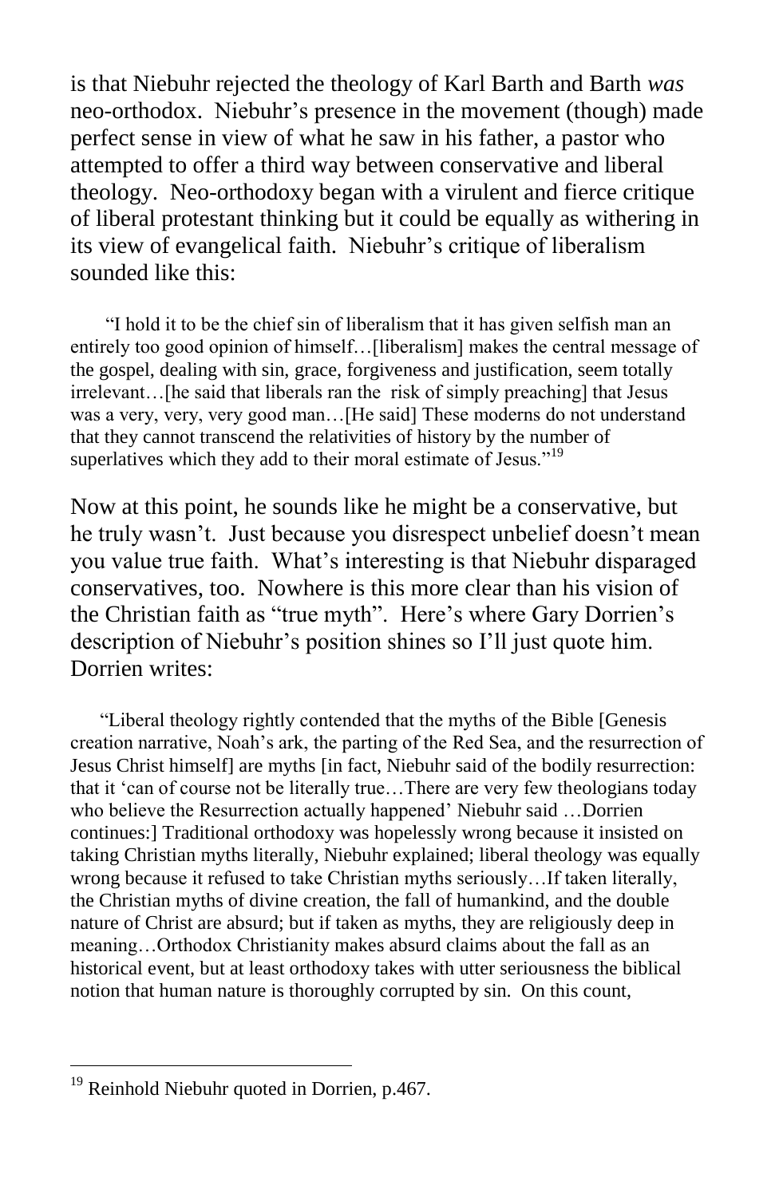is that Niebuhr rejected the theology of Karl Barth and Barth *was* neo-orthodox. Niebuhr's presence in the movement (though) made perfect sense in view of what he saw in his father, a pastor who attempted to offer a third way between conservative and liberal theology. Neo-orthodoxy began with a virulent and fierce critique of liberal protestant thinking but it could be equally as withering in its view of evangelical faith. Niebuhr's critique of liberalism sounded like this:

> "I hold it to be the chief sin of liberalism that it has given selfish man an entirely too good opinion of himself…[liberalism] makes the central message of the gospel, dealing with sin, grace, forgiveness and justification, seem totally irrelevant…[he said that liberals ran the risk of simply preaching] that Jesus was a very, very, very good man…[He said] These moderns do not understand that they cannot transcend the relativities of history by the number of superlatives which they add to their moral estimate of Jesus."[19]

Now at this point, he sounds like he might be a conservative, but he truly wasn't. Just because you disrespect unbelief doesn't mean you value true faith. What's interesting is that Niebuhr disparaged conservatives, too. Nowhere is this more clear than his vision of the Christian faith as "true myth". Here's where Gary Dorrien's description of Niebuhr's position shines so I'll just quote him. Dorrien writes:

> "Liberal theology rightly contended that the myths of the Bible [Genesis creation narrative, Noah's ark, the parting of the Red Sea, and the resurrection of Jesus Christ himself] are myths [in fact, Niebuhr said of the bodily resurrection: that it 'can of course not be literally true…There are very few theologians today who believe the Resurrection actually happened' Niebuhr said …Dorrien continues:] Traditional orthodoxy was hopelessly wrong because it insisted on taking Christian myths literally, Niebuhr explained; liberal theology was equally wrong because it refused to take Christian myths seriously…If taken literally, the Christian myths of divine creation, the fall of humankind, and the double nature of Christ are absurd; but if taken as myths, they are religiously deep in meaning…Orthodox Christianity makes absurd claims about the fall as an historical event, but at least orthodoxy takes with utter seriousness the biblical notion that human nature is thoroughly corrupted by sin. On this count,

---

[19] Reinhold Niebuhr quoted in Dorrien, p.467.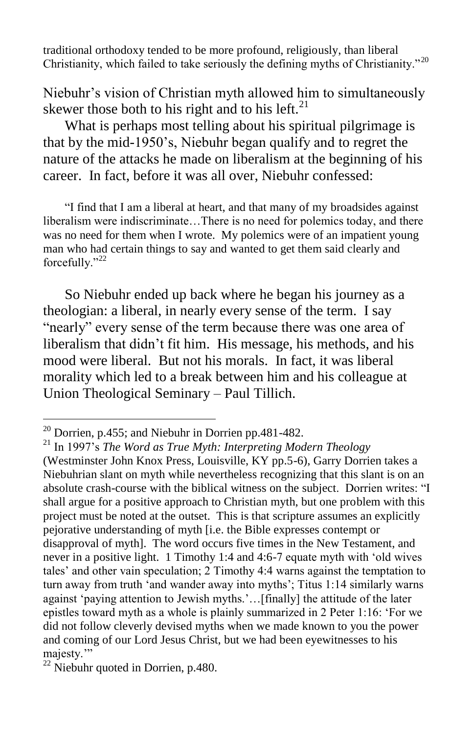traditional orthodoxy tended to be more profound, religiously, than liberal Christianity, which failed to take seriously the defining myths of Christianity."[20]

Niebuhr's vision of Christian myth allowed him to simultaneously skewer those both to his right and to his left.[21]

What is perhaps most telling about his spiritual pilgrimage is that by the mid-1950's, Niebuhr began qualify and to regret the nature of the attacks he made on liberalism at the beginning of his career. In fact, before it was all over, Niebuhr confessed:

> "I find that I am a liberal at heart, and that many of my broadsides against liberalism were indiscriminate…There is no need for polemics today, and there was no need for them when I wrote. My polemics were of an impatient young man who had certain things to say and wanted to get them said clearly and forcefully."[22]

So Niebuhr ended up back where he began his journey as a theologian: a liberal, in nearly every sense of the term. I say "nearly" every sense of the term because there was one area of liberalism that didn't fit him. His message, his methods, and his mood were liberal. But not his morals. In fact, it was liberal morality which led to a break between him and his colleague at Union Theological Seminary – Paul Tillich.

---

[20] Dorrien, p.455; and Niebuhr in Dorrien pp.481-482.

[21] In 1997's *The Word as True Myth: Interpreting Modern Theology* (Westminster John Knox Press, Louisville, KY pp.5-6), Garry Dorrien takes a Niebuhrian slant on myth while nevertheless recognizing that this slant is on an absolute crash-course with the biblical witness on the subject. Dorrien writes: "I shall argue for a positive approach to Christian myth, but one problem with this project must be noted at the outset. This is that scripture assumes an explicitly pejorative understanding of myth [i.e. the Bible expresses contempt or disapproval of myth]. The word occurs five times in the New Testament, and never in a positive light. 1 Timothy 1:4 and 4:6-7 equate myth with 'old wives tales' and other vain speculation; 2 Timothy 4:4 warns against the temptation to turn away from truth 'and wander away into myths'; Titus 1:14 similarly warns against 'paying attention to Jewish myths.'…[finally] the attitude of the later epistles toward myth as a whole is plainly summarized in 2 Peter 1:16: 'For we did not follow cleverly devised myths when we made known to you the power and coming of our Lord Jesus Christ, but we had been eyewitnesses to his majesty.'"

[22] Niebuhr quoted in Dorrien, p.480.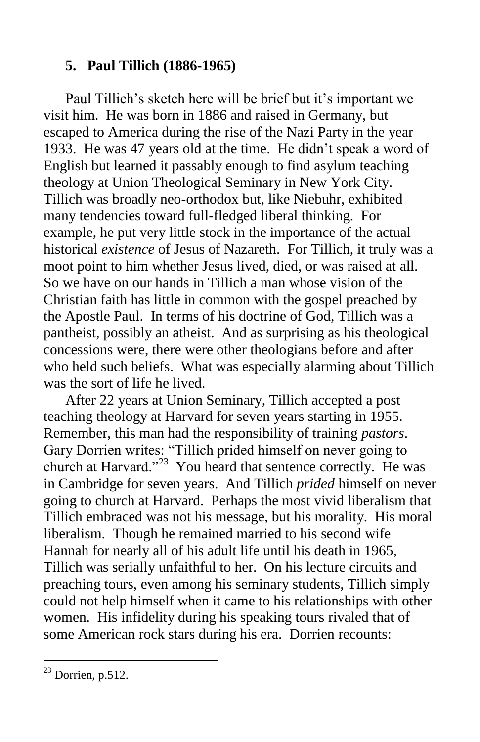### 5. Paul Tillich (1886-1965)

Paul Tillich's sketch here will be brief but it's important we visit him. He was born in 1886 and raised in Germany, but escaped to America during the rise of the Nazi Party in the year 1933. He was 47 years old at the time. He didn't speak a word of English but learned it passably enough to find asylum teaching theology at Union Theological Seminary in New York City. Tillich was broadly neo-orthodox but, like Niebuhr, exhibited many tendencies toward full-fledged liberal thinking. For example, he put very little stock in the importance of the actual historical *existence* of Jesus of Nazareth. For Tillich, it truly was a moot point to him whether Jesus lived, died, or was raised at all. So we have on our hands in Tillich a man whose vision of the Christian faith has little in common with the gospel preached by the Apostle Paul. In terms of his doctrine of God, Tillich was a pantheist, possibly an atheist. And as surprising as his theological concessions were, there were other theologians before and after who held such beliefs. What was especially alarming about Tillich was the sort of life he lived.

After 22 years at Union Seminary, Tillich accepted a post teaching theology at Harvard for seven years starting in 1955. Remember, this man had the responsibility of training *pastors*. Gary Dorrien writes: "Tillich prided himself on never going to church at Harvard."[23] You heard that sentence correctly. He was in Cambridge for seven years. And Tillich *prided* himself on never going to church at Harvard. Perhaps the most vivid liberalism that Tillich embraced was not his message, but his morality. His moral liberalism. Though he remained married to his second wife Hannah for nearly all of his adult life until his death in 1965, Tillich was serially unfaithful to her. On his lecture circuits and preaching tours, even among his seminary students, Tillich simply could not help himself when it came to his relationships with other women. His infidelity during his speaking tours rivaled that of some American rock stars during his era. Dorrien recounts:

---

[23] Dorrien, p.512.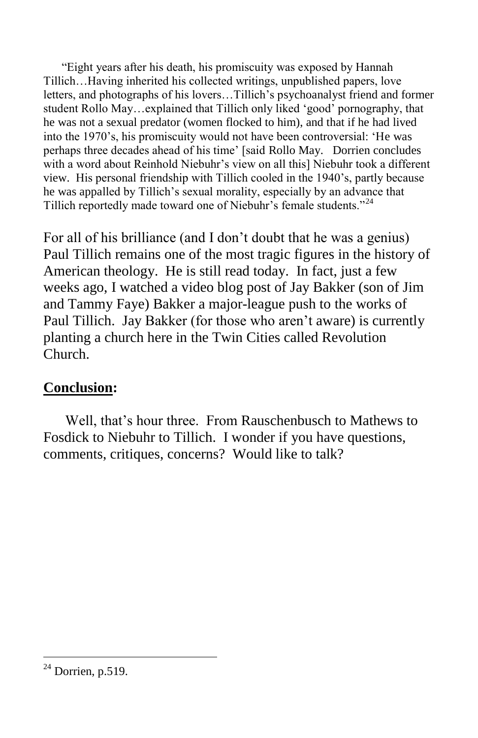"Eight years after his death, his promiscuity was exposed by Hannah Tillich…Having inherited his collected writings, unpublished papers, love letters, and photographs of his lovers…Tillich's psychoanalyst friend and former student Rollo May…explained that Tillich only liked 'good' pornography, that he was not a sexual predator (women flocked to him), and that if he had lived into the 1970's, his promiscuity would not have been controversial: 'He was perhaps three decades ahead of his time' [said Rollo May. Dorrien concludes with a word about Reinhold Niebuhr's view on all this] Niebuhr took a different view. His personal friendship with Tillich cooled in the 1940's, partly because he was appalled by Tillich's sexual morality, especially by an advance that Tillich reportedly made toward one of Niebuhr's female students."[24]

For all of his brilliance (and I don't doubt that he was a genius) Paul Tillich remains one of the most tragic figures in the history of American theology. He is still read today. In fact, just a few weeks ago, I watched a video blog post of Jay Bakker (son of Jim and Tammy Faye) Bakker a major-league push to the works of Paul Tillich. Jay Bakker (for those who aren't aware) is currently planting a church here in the Twin Cities called Revolution Church.

**Conclusion:**

Well, that's hour three. From Rauschenbusch to Mathews to Fosdick to Niebuhr to Tillich. I wonder if you have questions, comments, critiques, concerns? Would like to talk?

---

[24] Dorrien, p.519.